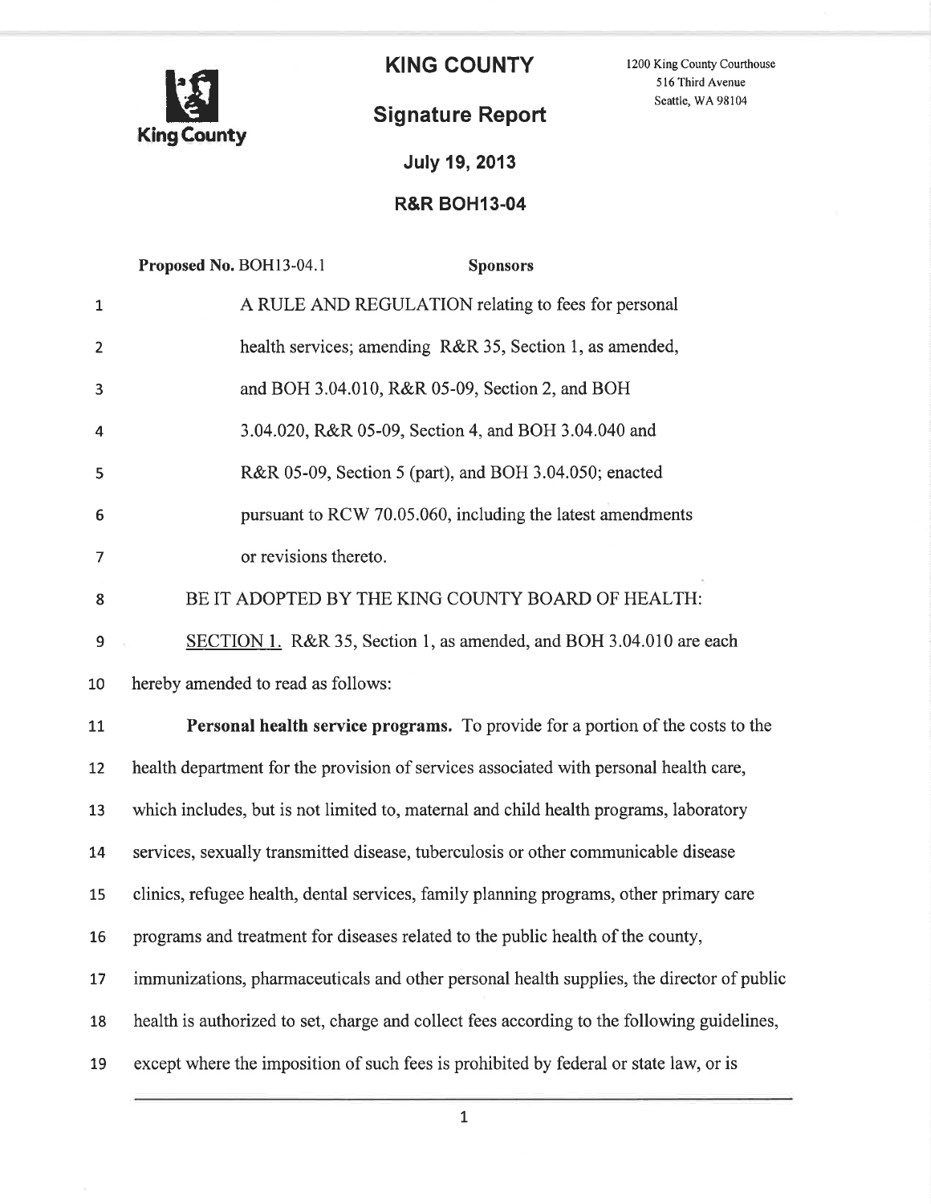# KING COUNTY

1200 King County Courthouse
516 Third Avenue
Seattle, WA 98104

## Signature Report

**July 19, 2013**

**R&R BOH13-04**

**Proposed No.** BOH13-04.1 **Sponsors**

A RULE AND REGULATION relating to fees for personal health services; amending R&R 35, Section 1, as amended, and BOH 3.04.010, R&R 05-09, Section 2, and BOH 3.04.020, R&R 05-09, Section 4, and BOH 3.04.040 and R&R 05-09, Section 5 (part), and BOH 3.04.050; enacted pursuant to RCW 70.05.060, including the latest amendments or revisions thereto.

BE IT ADOPTED BY THE KING COUNTY BOARD OF HEALTH:

SECTION 1. R&R 35, Section 1, as amended, and BOH 3.04.010 are each hereby amended to read as follows:

**Personal health service programs.** To provide for a portion of the costs to the health department for the provision of services associated with personal health care, which includes, but is not limited to, maternal and child health programs, laboratory services, sexually transmitted disease, tuberculosis or other communicable disease clinics, refugee health, dental services, family planning programs, other primary care programs and treatment for diseases related to the public health of the county, immunizations, pharmaceuticals and other personal health supplies, the director of public health is authorized to set, charge and collect fees according to the following guidelines, except where the imposition of such fees is prohibited by federal or state law, or is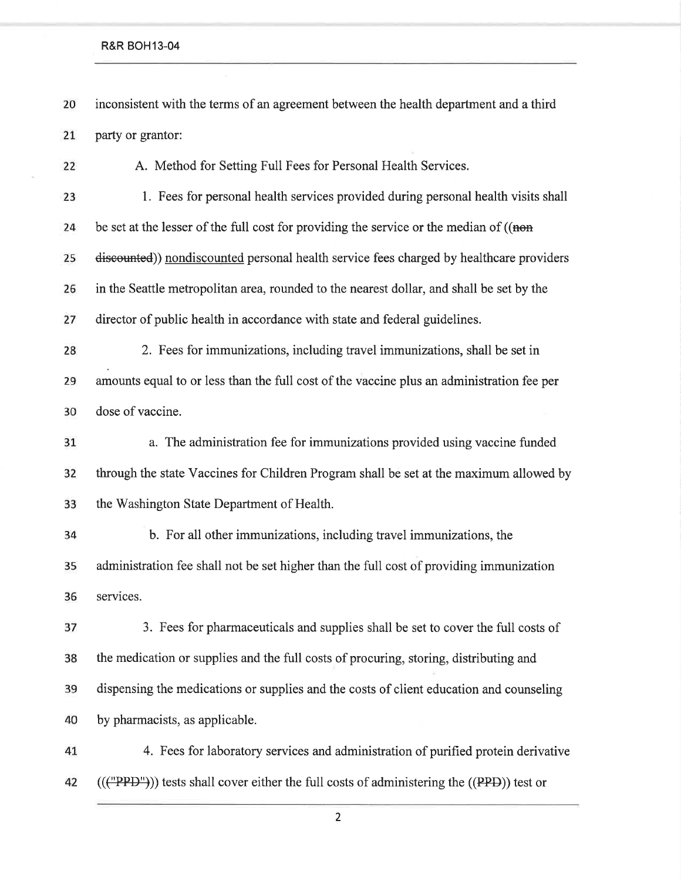inconsistent with the terms of an agreement between the health department and a third party or grantor:

A. Method for Setting Full Fees for Personal Health Services.

1. Fees for personal health services provided during personal health visits shall be set at the lesser of the full cost for providing the service or the median of ((~~non discounted~~)) <u>nondiscounted</u> personal health service fees charged by healthcare providers in the Seattle metropolitan area, rounded to the nearest dollar, and shall be set by the director of public health in accordance with state and federal guidelines.

2. Fees for immunizations, including travel immunizations, shall be set in amounts equal to or less than the full cost of the vaccine plus an administration fee per dose of vaccine.

a. The administration fee for immunizations provided using vaccine funded through the state Vaccines for Children Program shall be set at the maximum allowed by the Washington State Department of Health.

b. For all other immunizations, including travel immunizations, the administration fee shall not be set higher than the full cost of providing immunization services.

3. Fees for pharmaceuticals and supplies shall be set to cover the full costs of the medication or supplies and the full costs of procuring, storing, distributing and dispensing the medications or supplies and the costs of client education and counseling by pharmacists, as applicable.

4. Fees for laboratory services and administration of purified protein derivative ((~~("PPD")~~)) tests shall cover either the full costs of administering the ((~~PPD~~)) test or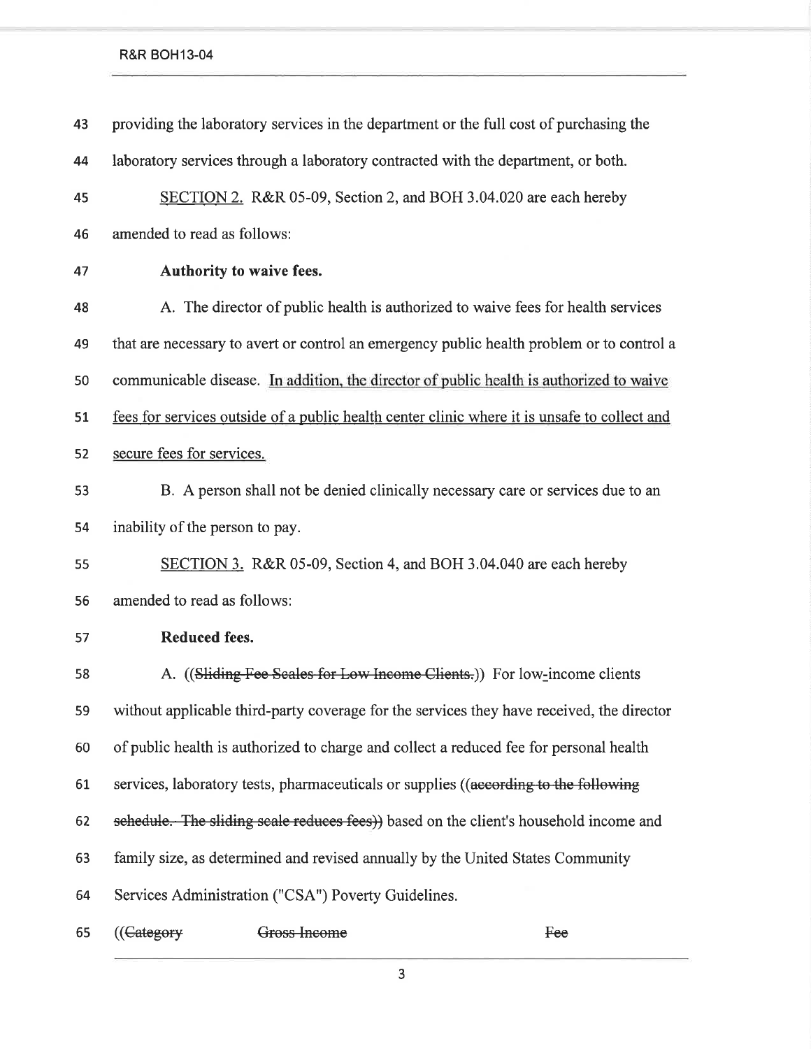43 providing the laboratory services in the department or the full cost of purchasing the

44 laboratory services through a laboratory contracted with the department, or both.

45 SECTION 2. R&R 05-09, Section 2, and BOH 3.04.020 are each hereby

46 amended to read as follows:

47 **Authority to waive fees.**

48 A. The director of public health is authorized to waive fees for health services

49 that are necessary to avert or control an emergency public health problem or to control a

50 communicable disease. In addition, the director of public health is authorized to waive

51 fees for services outside of a public health center clinic where it is unsafe to collect and

52 secure fees for services.

53 B. A person shall not be denied clinically necessary care or services due to an

54 inability of the person to pay.

55 SECTION 3. R&R 05-09, Section 4, and BOH 3.04.040 are each hereby

56 amended to read as follows:

57 **Reduced fees.**

58 A. ((~~Sliding Fee Scales for Low Income Clients.~~)) For low-income clients

59 without applicable third-party coverage for the services they have received, the director

60 of public health is authorized to charge and collect a reduced fee for personal health

61 services, laboratory tests, pharmaceuticals or supplies ((~~according to the following~~

62 ~~schedule. The sliding scale reduces fees~~)) based on the client's household income and

63 family size, as determined and revised annually by the United States Community

64 Services Administration ("CSA") Poverty Guidelines.

65 ((~~Category~~ ~~Gross Income~~ ~~Fee~~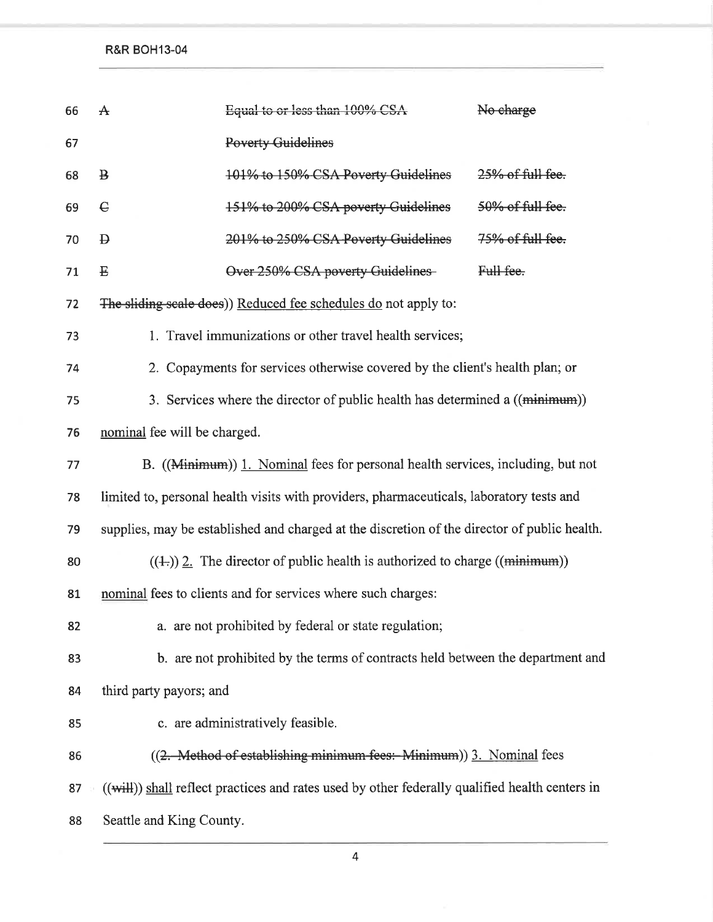| | | |
|---|---|---|
| ~~A~~ | ~~Equal to or less than 100% CSA Poverty Guidelines~~ | ~~No charge~~ |
| ~~B~~ | ~~101% to 150% CSA Poverty Guidelines~~ | ~~25% of full fee.~~ |
| ~~C~~ | ~~151% to 200% CSA poverty Guidelines~~ | ~~50% of full fee.~~ |
| ~~D~~ | ~~201% to 250% CSA Poverty Guidelines~~ | ~~75% of full fee.~~ |
| ~~E~~ | ~~Over 250% CSA poverty Guidelines~~ | ~~Full fee.~~ |

~~The sliding scale does~~)) Reduced fee schedules do not apply to:

1. Travel immunizations or other travel health services;
2. Copayments for services otherwise covered by the client's health plan; or
3. Services where the director of public health has determined a ((~~minimum~~)) nominal fee will be charged.

B. ((~~Minimum~~)) 1. Nominal fees for personal health services, including, but not limited to, personal health visits with providers, pharmaceuticals, laboratory tests and supplies, may be established and charged at the discretion of the director of public health.

((~~1.~~)) 2. The director of public health is authorized to charge ((~~minimum~~)) nominal fees to clients and for services where such charges:

a. are not prohibited by federal or state regulation;

b. are not prohibited by the terms of contracts held between the department and third party payors; and

c. are administratively feasible.

((~~2. Method of establishing minimum fees: Minimum~~)) 3. Nominal fees ((~~will~~)) shall reflect practices and rates used by other federally qualified health centers in Seattle and King County.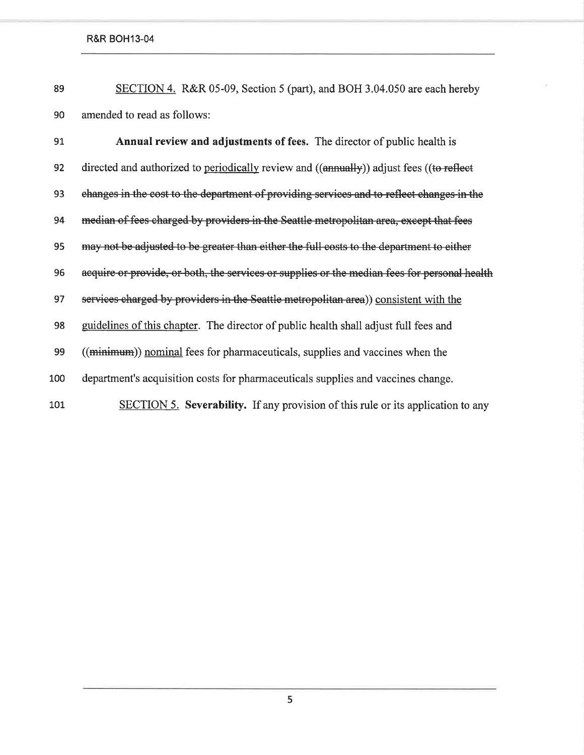<u>SECTION 4.</u> R&R 05-09, Section 5 (part), and BOH 3.04.050 are each hereby amended to read as follows:

**Annual review and adjustments of fees.** The director of public health is directed and authorized to <u>periodically</u> review and ((~~annually~~)) adjust fees ((~~to reflect changes in the cost to the department of providing services and to reflect changes in the median of fees charged by providers in the Seattle metropolitan area, except that fees may not be adjusted to be greater than either the full costs to the department to either acquire or provide, or both, the services or supplies or the median fees for personal health services charged by providers in the Seattle metropolitan area~~)) <u>consistent with the guidelines of this chapter</u>. The director of public health shall adjust full fees and ((~~minimum~~)) <u>nominal</u> fees for pharmaceuticals, supplies and vaccines when the department's acquisition costs for pharmaceuticals supplies and vaccines change.

<u>SECTION 5.</u> **Severability.** If any provision of this rule or its application to any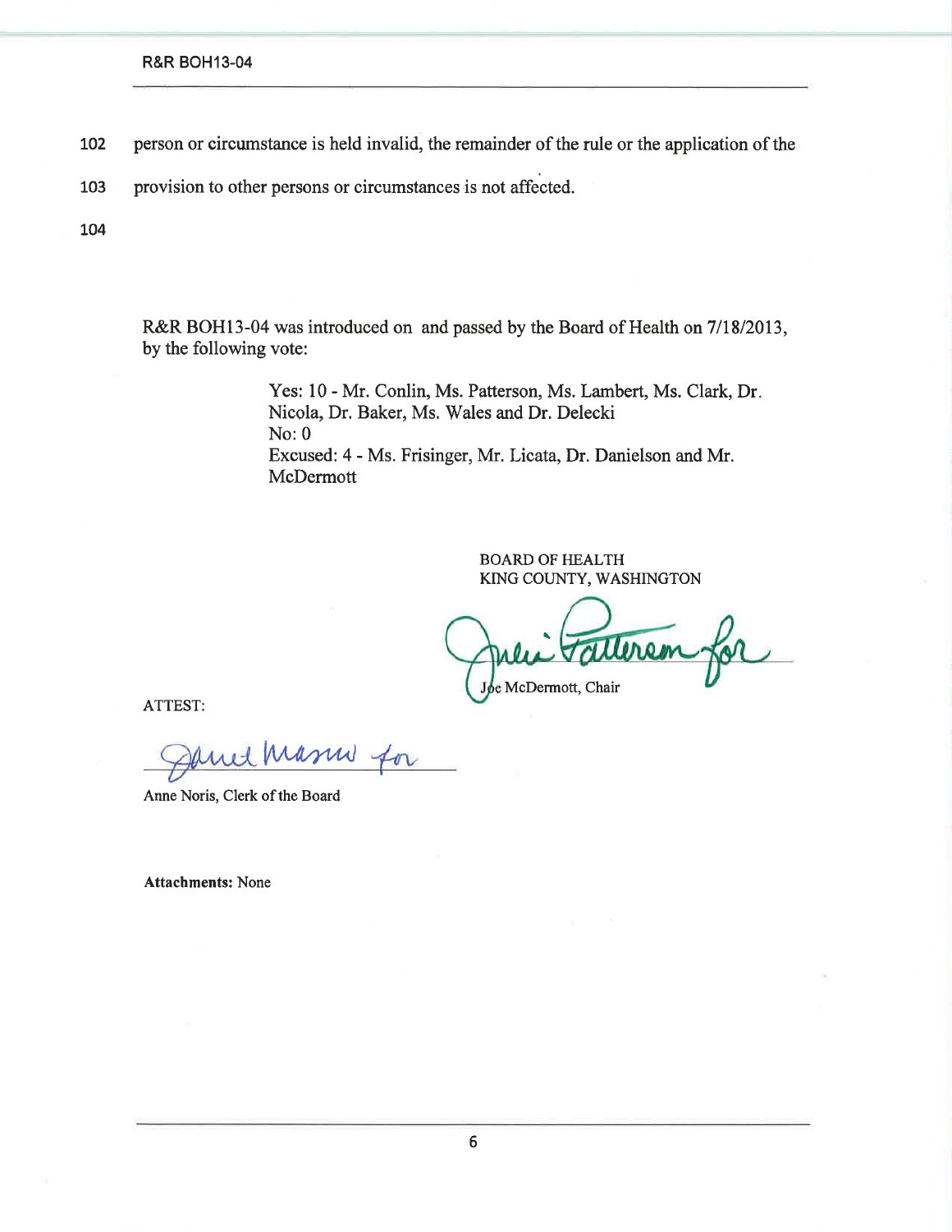102 person or circumstance is held invalid, the remainder of the rule or the application of the

103 provision to other persons or circumstances is not affected.

104

R&R BOH13-04 was introduced on and passed by the Board of Health on 7/18/2013, by the following vote:

Yes: 10 - Mr. Conlin, Ms. Patterson, Ms. Lambert, Ms. Clark, Dr. Nicola, Dr. Baker, Ms. Wales and Dr. Delecki
No: 0
Excused: 4 - Ms. Frisinger, Mr. Licata, Dr. Danielson and Mr. McDermott

BOARD OF HEALTH
KING COUNTY, WASHINGTON

Julia Patterson for

Joe McDermott, Chair

ATTEST:

Janet Mason for

Anne Noris, Clerk of the Board

**Attachments:** None